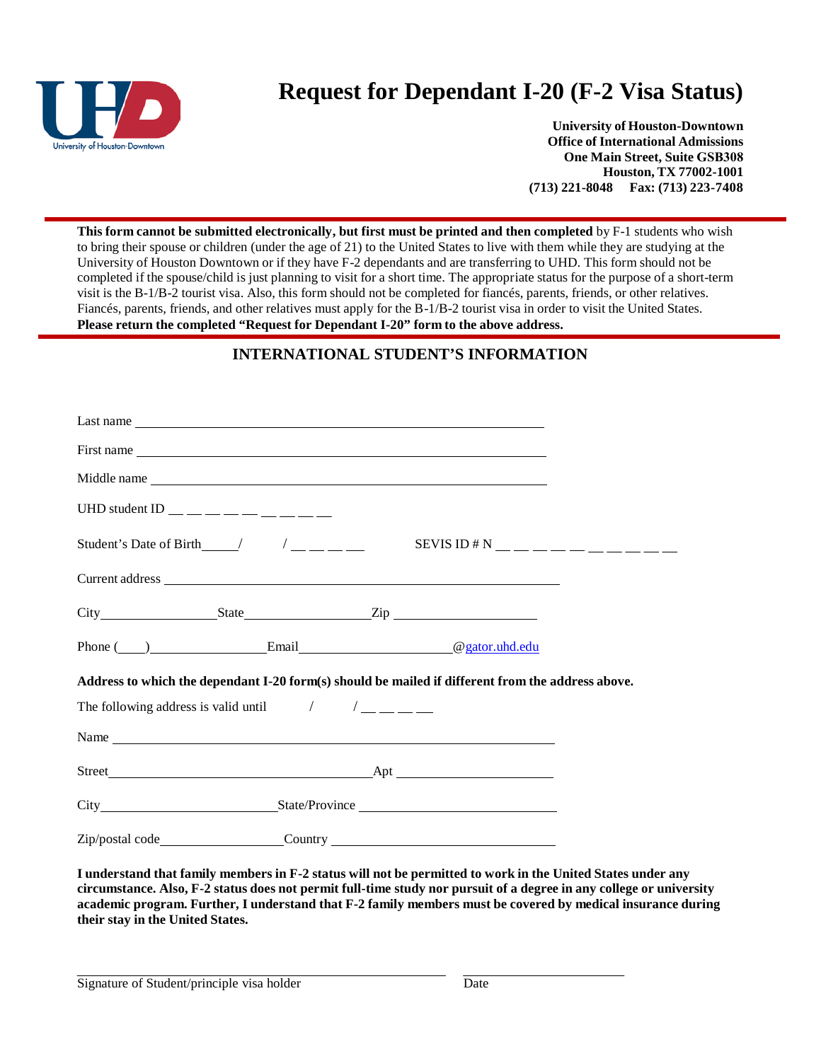# Request for Dependant I-20 (F-2 Visa Status)

**University of Houston-Downtown**
**Office of International Admissions**
**One Main Street, Suite GSB308**
**Houston, TX 77002-1001**
**(713) 221-8048 Fax: (713) 223-7408**

**This form cannot be submitted electronically, but first must be printed and then completed** by F-1 students who wish to bring their spouse or children (under the age of 21) to the United States to live with them while they are studying at the University of Houston Downtown or if they have F-2 dependants and are transferring to UHD. This form should not be completed if the spouse/child is just planning to visit for a short time. The appropriate status for the purpose of a short-term visit is the B-1/B-2 tourist visa. Also, this form should not be completed for fiancés, parents, friends, or other relatives. Fiancés, parents, friends, and other relatives must apply for the B-1/B-2 tourist visa in order to visit the United States. **Please return the completed "Request for Dependant I-20" form to the above address.**

## INTERNATIONAL STUDENT'S INFORMATION

Last name ____________________________________________

First name ____________________________________________

Middle name ____________________________________________

UHD student ID __ __ __ __ __ __ __ __ __

Student's Date of Birth _____/ _____/ __ __ __ __     SEVIS ID # N __ __ __ __ __ __ __ __ __ __

Current address ____________________________________________

City ______________ State ______________ Zip ______________

Phone (___) ______________ Email ______________@gator.uhd.edu

**Address to which the dependant I-20 form(s) should be mailed if different from the address above.**

The following address is valid until _____/ _____/ __ __ __ __

Name ____________________________________________

Street ______________________________ Apt ______________

City ______________________ State/Province ______________________

Zip/postal code ______________ Country ______________________

**I understand that family members in F-2 status will not be permitted to work in the United States under any circumstance. Also, F-2 status does not permit full-time study nor pursuit of a degree in any college or university academic program. Further, I understand that F-2 family members must be covered by medical insurance during their stay in the United States.**

______________________________ ______________
Signature of Student/principle visa holder Date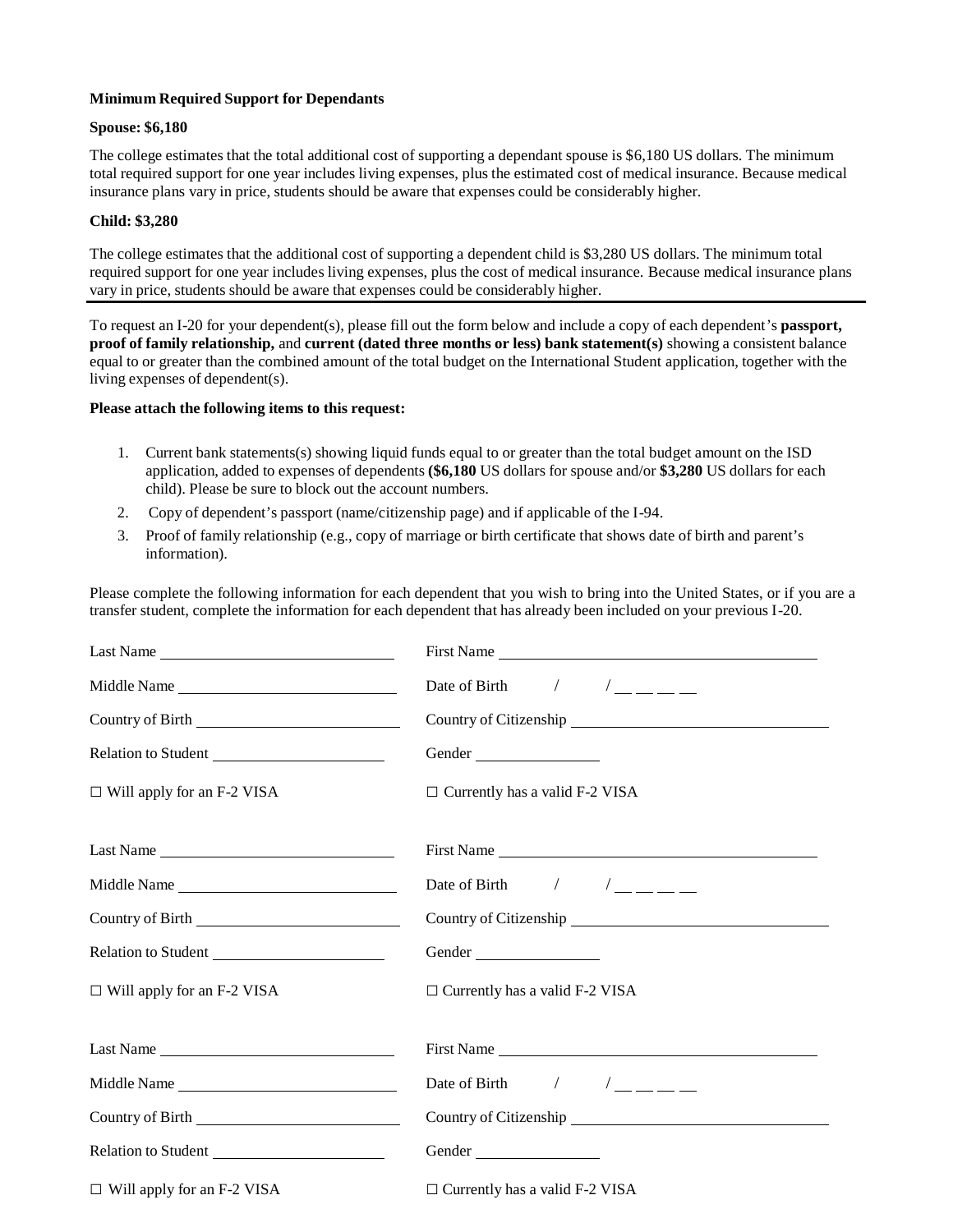**Minimum Required Support for Dependants**

**Spouse: $6,180**

The college estimates that the total additional cost of supporting a dependant spouse is $6,180 US dollars. The minimum total required support for one year includes living expenses, plus the estimated cost of medical insurance. Because medical insurance plans vary in price, students should be aware that expenses could be considerably higher.

**Child: $3,280**

The college estimates that the additional cost of supporting a dependent child is $3,280 US dollars. The minimum total required support for one year includes living expenses, plus the cost of medical insurance. Because medical insurance plans vary in price, students should be aware that expenses could be considerably higher.

---

To request an I-20 for your dependent(s), please fill out the form below and include a copy of each dependent's **passport, proof of family relationship,** and **current (dated three months or less) bank statement(s)** showing a consistent balance equal to or greater than the combined amount of the total budget on the International Student application, together with the living expenses of dependent(s).

**Please attach the following items to this request:**

1. Current bank statements(s) showing liquid funds equal to or greater than the total budget amount on the ISD application, added to expenses of dependents **($6,180** US dollars for spouse and/or **$3,280** US dollars for each child). Please be sure to block out the account numbers.
2. Copy of dependent's passport (name/citizenship page) and if applicable of the I-94.
3. Proof of family relationship (e.g., copy of marriage or birth certificate that shows date of birth and parent's information).

Please complete the following information for each dependent that you wish to bring into the United States, or if you are a transfer student, complete the information for each dependent that has already been included on your previous I-20.

Last Name ______________________________ First Name ________________________________________

Middle Name ____________________________ Date of Birth ____/____/__ __ __ __

Country of Birth _________________________ Country of Citizenship _________________________________

Relation to Student _______________________ Gender ________________

☐ Will apply for an F-2 VISA ☐ Currently has a valid F-2 VISA

Last Name ______________________________ First Name ________________________________________

Middle Name ____________________________ Date of Birth ____/____/__ __ __ __

Country of Birth _________________________ Country of Citizenship _________________________________

Relation to Student _______________________ Gender ________________

☐ Will apply for an F-2 VISA ☐ Currently has a valid F-2 VISA

Last Name ______________________________ First Name ________________________________________

Middle Name ____________________________ Date of Birth ____/____/__ __ __ __

Country of Birth _________________________ Country of Citizenship _________________________________

Relation to Student _______________________ Gender ________________

☐ Will apply for an F-2 VISA ☐ Currently has a valid F-2 VISA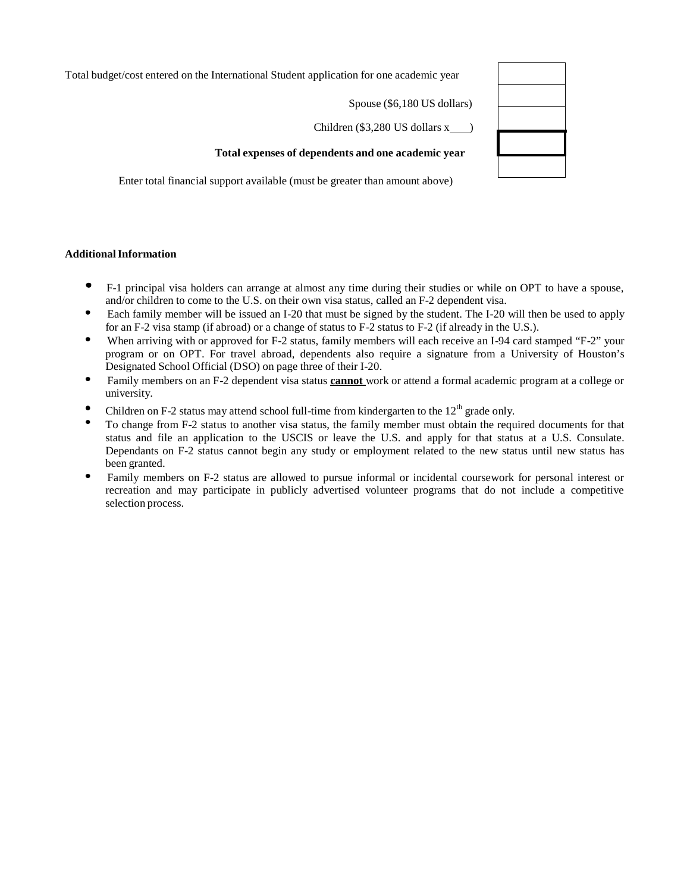| | |
|---|---|
| Total budget/cost entered on the International Student application for one academic year | |
| Spouse ($6,180 US dollars) | |
| Children ($3,280 US dollars x\_\_\_\_) | |
| **Total expenses of dependents and one academic year** | |
| Enter total financial support available (must be greater than amount above) | |

**Additional Information**

- F-1 principal visa holders can arrange at almost any time during their studies or while on OPT to have a spouse, and/or children to come to the U.S. on their own visa status, called an F-2 dependent visa.
- Each family member will be issued an I-20 that must be signed by the student. The I-20 will then be used to apply for an F-2 visa stamp (if abroad) or a change of status to F-2 status to F-2 (if already in the U.S.).
- When arriving with or approved for F-2 status, family members will each receive an I-94 card stamped "F-2" your program or on OPT. For travel abroad, dependents also require a signature from a University of Houston's Designated School Official (DSO) on page three of their I-20.
- Family members on an F-2 dependent visa status **cannot** work or attend a formal academic program at a college or university.
- Children on F-2 status may attend school full-time from kindergarten to the 12th grade only.
- To change from F-2 status to another visa status, the family member must obtain the required documents for that status and file an application to the USCIS or leave the U.S. and apply for that status at a U.S. Consulate. Dependants on F-2 status cannot begin any study or employment related to the new status until new status has been granted.
- Family members on F-2 status are allowed to pursue informal or incidental coursework for personal interest or recreation and may participate in publicly advertised volunteer programs that do not include a competitive selection process.